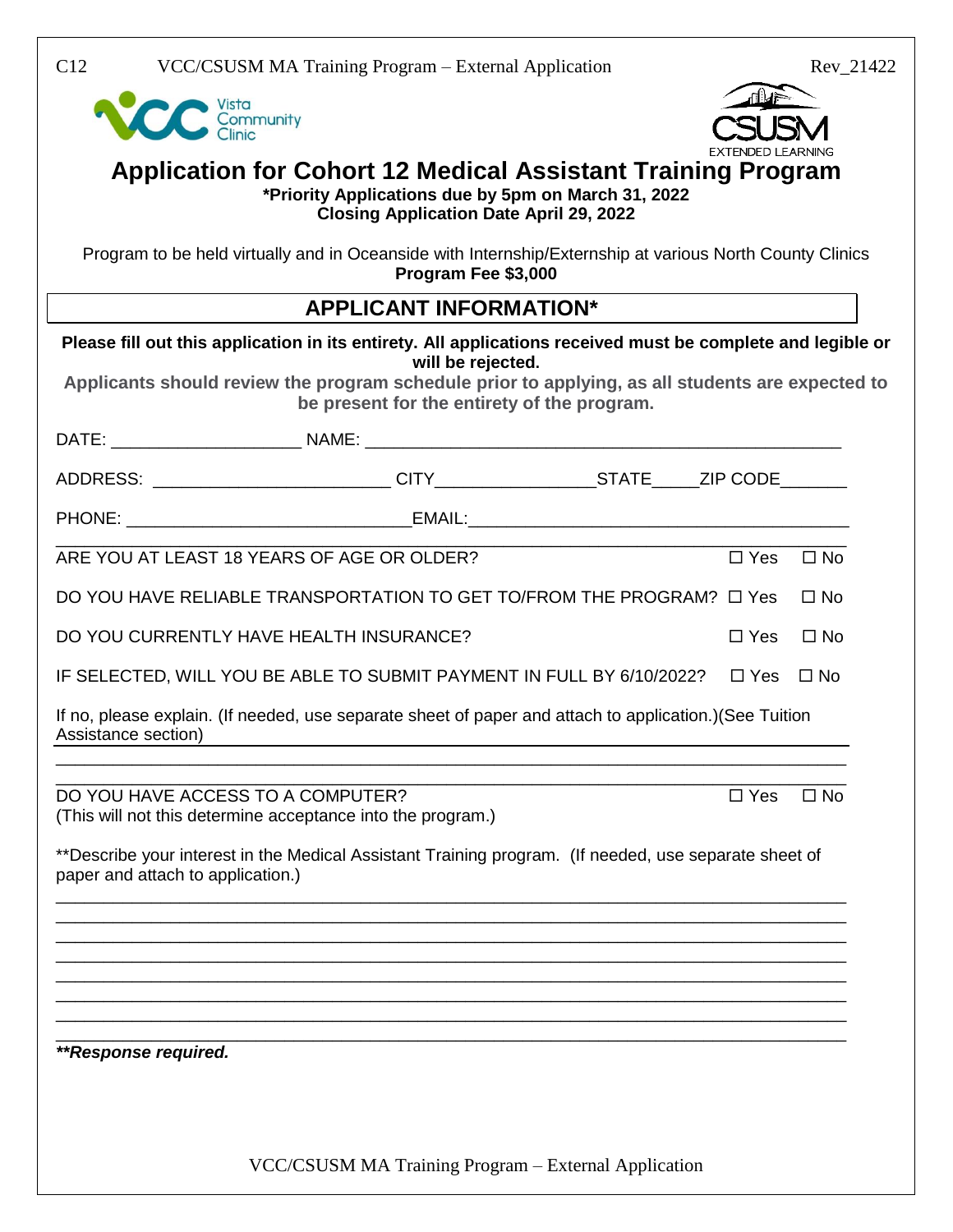C12 VCC/CSUSM MA Training Program – External Application Rev_21422

Vista Community Clinic

CSUSM EXTENDED LEARNING

# Application for Cohort 12 Medical Assistant Training Program

**\*Priority Applications due by 5pm on March 31, 2022**
**Closing Application Date April 29, 2022**

Program to be held virtually and in Oceanside with Internship/Externship at various North County Clinics
**Program Fee $3,000**

## APPLICANT INFORMATION*

**Please fill out this application in its entirety. All applications received must be complete and legible or will be rejected.**

**Applicants should review the program schedule prior to applying, as all students are expected to be present for the entirety of the program.**

DATE: ____________________ NAME: __________________________________________________

ADDRESS: __________________________ CITY________________STATE_____ZIP CODE_______

PHONE: ______________________________EMAIL:________________________________________

ARE YOU AT LEAST 18 YEARS OF AGE OR OLDER? ☐ Yes ☐ No

DO YOU HAVE RELIABLE TRANSPORTATION TO GET TO/FROM THE PROGRAM? ☐ Yes ☐ No

DO YOU CURRENTLY HAVE HEALTH INSURANCE? ☐ Yes ☐ No

IF SELECTED, WILL YOU BE ABLE TO SUBMIT PAYMENT IN FULL BY 6/10/2022? ☐ Yes ☐ No

If no, please explain. (If needed, use separate sheet of paper and attach to application.)(See Tuition Assistance section)

______________________________________________________________________________

______________________________________________________________________________

DO YOU HAVE ACCESS TO A COMPUTER? ☐ Yes ☐ No
(This will not this determine acceptance into the program.)

\*\*Describe your interest in the Medical Assistant Training program. (If needed, use separate sheet of paper and attach to application.)

______________________________________________________________________________

______________________________________________________________________________

______________________________________________________________________________

______________________________________________________________________________

______________________________________________________________________________

______________________________________________________________________________

______________________________________________________________________________

______________________________________________________________________________

***\*\*Response required.***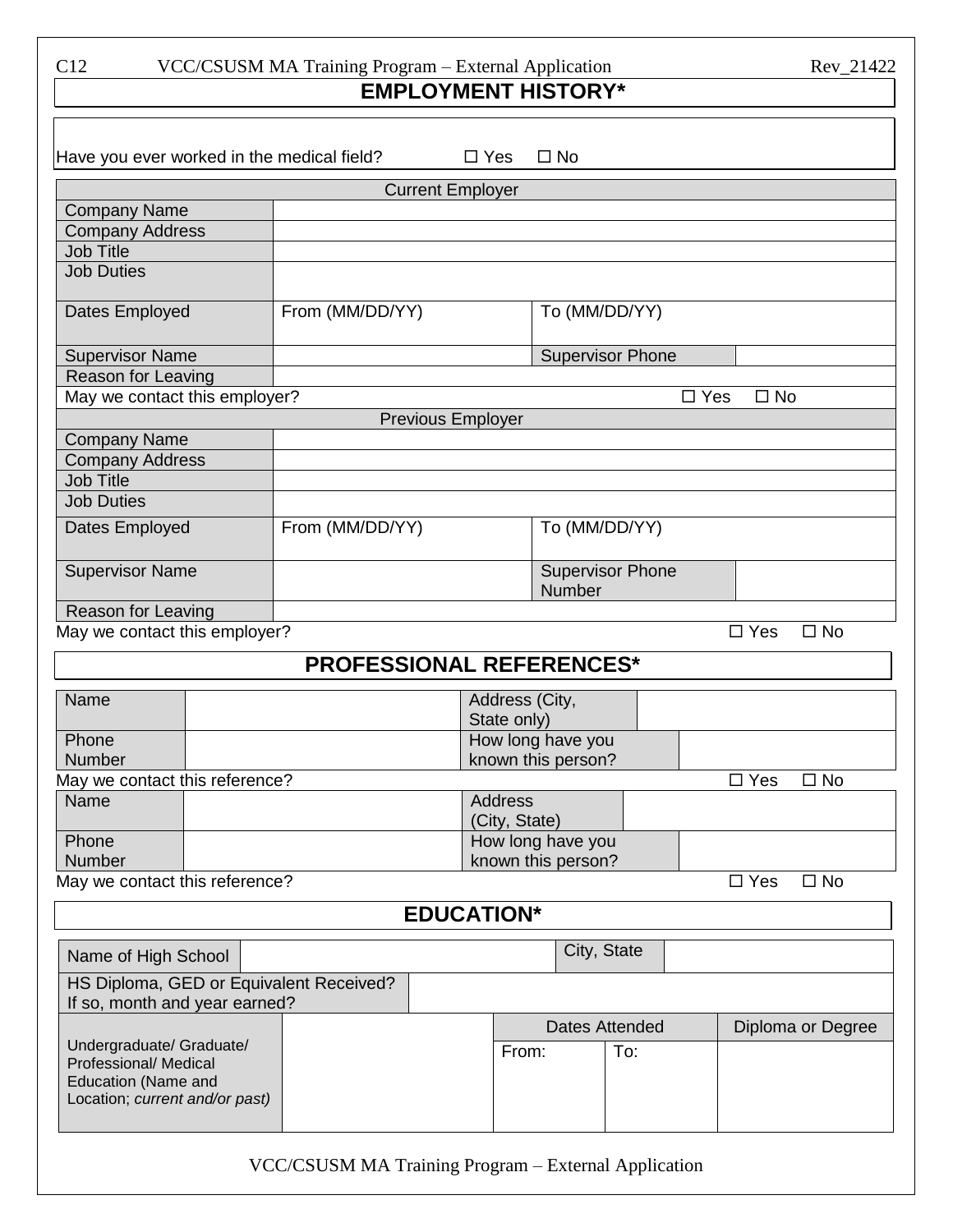## EMPLOYMENT HISTORY*

Have you ever worked in the medical field? ☐ Yes ☐ No

| Current Employer | | | |
|---|---|---|---|
| Company Name | | | |
| Company Address | | | |
| Job Title | | | |
| Job Duties | | | |
| Dates Employed | From (MM/DD/YY) | To (MM/DD/YY) | |
| Supervisor Name | | Supervisor Phone | |
| Reason for Leaving | | | |
| May we contact this employer? | | | ☐ Yes ☐ No |

| Previous Employer | | | |
|---|---|---|---|
| Company Name | | | |
| Company Address | | | |
| Job Title | | | |
| Job Duties | | | |
| Dates Employed | From (MM/DD/YY) | To (MM/DD/YY) | |
| Supervisor Name | | Supervisor Phone Number | |
| Reason for Leaving | | | |

May we contact this employer? ☐ Yes ☐ No

## PROFESSIONAL REFERENCES*

| Name | | Address (City, State only) | |
|---|---|---|---|
| Phone Number | | How long have you known this person? | |

May we contact this reference? ☐ Yes ☐ No

| Name | | Address (City, State) | |
|---|---|---|---|
| Phone Number | | How long have you known this person? | |

May we contact this reference? ☐ Yes ☐ No

## EDUCATION*

| Name of High School | | City, State | |
|---|---|---|---|
| HS Diploma, GED or Equivalent Received? If so, month and year earned? | | | |

| Undergraduate/ Graduate/ Professional/ Medical Education (Name and Location; *current and/or past*) | | Dates Attended | | Diploma or Degree |
|---|---|---|---|---|
| | | From: | To: | |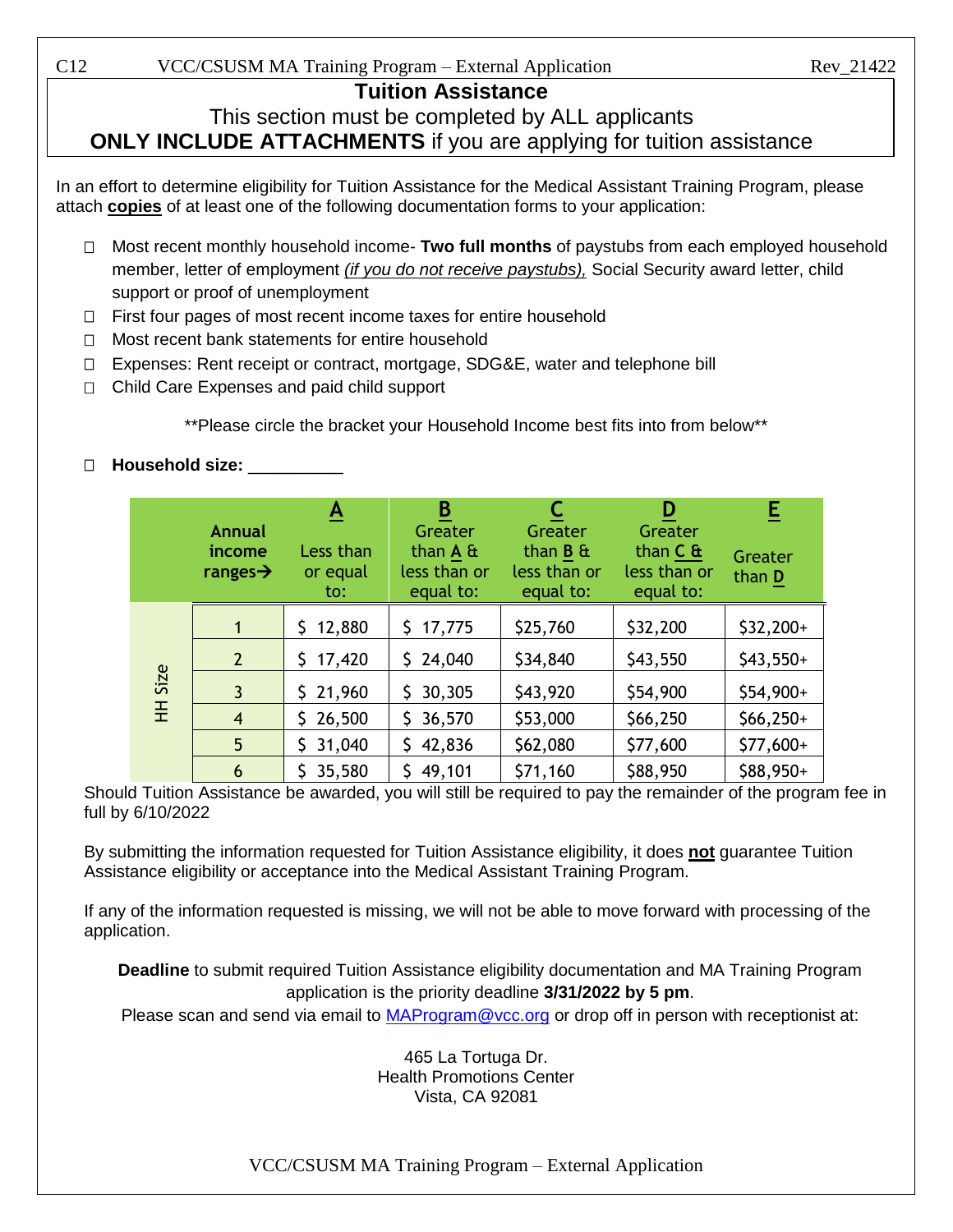## Tuition Assistance

This section must be completed by ALL applicants

**ONLY INCLUDE ATTACHMENTS** if you are applying for tuition assistance

In an effort to determine eligibility for Tuition Assistance for the Medical Assistant Training Program, please attach **copies** of at least one of the following documentation forms to your application:

- ☐ Most recent monthly household income- **Two full months** of paystubs from each employed household member, letter of employment *(if you do not receive paystubs),* Social Security award letter, child support or proof of unemployment
- ☐ First four pages of most recent income taxes for entire household
- ☐ Most recent bank statements for entire household
- ☐ Expenses: Rent receipt or contract, mortgage, SDG&E, water and telephone bill
- ☐ Child Care Expenses and paid child support

\*\*Please circle the bracket your Household Income best fits into from below\*\*

☐ **Household size:** __________

| | **Annual income ranges→** | **A** Less than or equal to: | **B** Greater than **A** & less than or equal to: | **C** Greater than **B** & less than or equal to: | **D** Greater than **C &** less than or equal to: | **E** Greater than **D** |
|---|---|---|---|---|---|---|
| HH Size | 1 | $ 12,880 | $ 17,775 | $25,760 | $32,200 | $32,200+ |
| | 2 | $ 17,420 | $ 24,040 | $34,840 | $43,550 | $43,550+ |
| | 3 | $ 21,960 | $ 30,305 | $43,920 | $54,900 | $54,900+ |
| | 4 | $ 26,500 | $ 36,570 | $53,000 | $66,250 | $66,250+ |
| | 5 | $ 31,040 | $ 42,836 | $62,080 | $77,600 | $77,600+ |
| | 6 | $ 35,580 | $ 49,101 | $71,160 | $88,950 | $88,950+ |

Should Tuition Assistance be awarded, you will still be required to pay the remainder of the program fee in full by 6/10/2022

By submitting the information requested for Tuition Assistance eligibility, it does **not** guarantee Tuition Assistance eligibility or acceptance into the Medical Assistant Training Program.

If any of the information requested is missing, we will not be able to move forward with processing of the application.

**Deadline** to submit required Tuition Assistance eligibility documentation and MA Training Program application is the priority deadline **3/31/2022 by 5 pm**.

Please scan and send via email to MAProgram@vcc.org or drop off in person with receptionist at:

465 La Tortuga Dr.
Health Promotions Center
Vista, CA 92081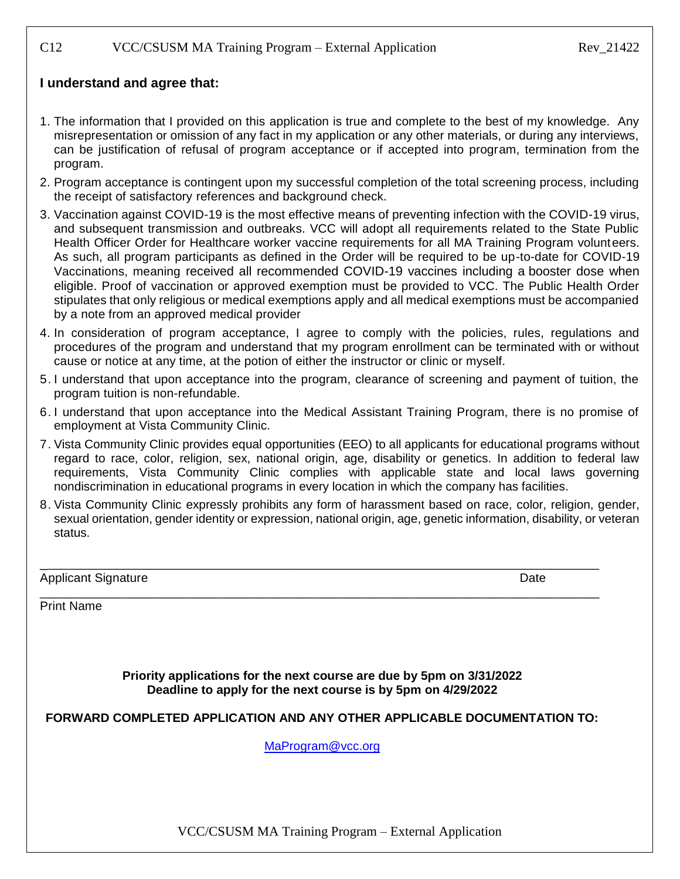**I understand and agree that:**

1. The information that I provided on this application is true and complete to the best of my knowledge. Any misrepresentation or omission of any fact in my application or any other materials, or during any interviews, can be justification of refusal of program acceptance or if accepted into program, termination from the program.
2. Program acceptance is contingent upon my successful completion of the total screening process, including the receipt of satisfactory references and background check.
3. Vaccination against COVID-19 is the most effective means of preventing infection with the COVID-19 virus, and subsequent transmission and outbreaks. VCC will adopt all requirements related to the State Public Health Officer Order for Healthcare worker vaccine requirements for all MA Training Program volunteers. As such, all program participants as defined in the Order will be required to be up-to-date for COVID-19 Vaccinations, meaning received all recommended COVID-19 vaccines including a booster dose when eligible. Proof of vaccination or approved exemption must be provided to VCC. The Public Health Order stipulates that only religious or medical exemptions apply and all medical exemptions must be accompanied by a note from an approved medical provider
4. In consideration of program acceptance, I agree to comply with the policies, rules, regulations and procedures of the program and understand that my program enrollment can be terminated with or without cause or notice at any time, at the potion of either the instructor or clinic or myself.
5. I understand that upon acceptance into the program, clearance of screening and payment of tuition, the program tuition is non-refundable.
6. I understand that upon acceptance into the Medical Assistant Training Program, there is no promise of employment at Vista Community Clinic.
7. Vista Community Clinic provides equal opportunities (EEO) to all applicants for educational programs without regard to race, color, religion, sex, national origin, age, disability or genetics. In addition to federal law requirements, Vista Community Clinic complies with applicable state and local laws governing nondiscrimination in educational programs in every location in which the company has facilities.
8. Vista Community Clinic expressly prohibits any form of harassment based on race, color, religion, gender, sexual orientation, gender identity or expression, national origin, age, genetic information, disability, or veteran status.

\_\_\_\_\_\_\_\_\_\_\_\_\_\_\_\_\_\_\_\_\_\_\_\_\_\_\_\_\_\_\_\_\_\_\_\_\_\_\_\_\_\_\_\_\_\_\_\_\_\_\_\_\_\_\_\_\_\_\_\_\_\_\_\_\_\_\_\_\_\_\_\_
Applicant Signature Date

\_\_\_\_\_\_\_\_\_\_\_\_\_\_\_\_\_\_\_\_\_\_\_\_\_\_\_\_\_\_\_\_\_\_\_\_\_\_\_\_\_\_\_\_\_\_\_\_\_\_\_\_\_\_\_\_\_\_\_\_\_\_\_\_\_\_\_\_\_\_\_\_
Print Name

**Priority applications for the next course are due by 5pm on 3/31/2022**
**Deadline to apply for the next course is by 5pm on 4/29/2022**

**FORWARD COMPLETED APPLICATION AND ANY OTHER APPLICABLE DOCUMENTATION TO:**

MaProgram@vcc.org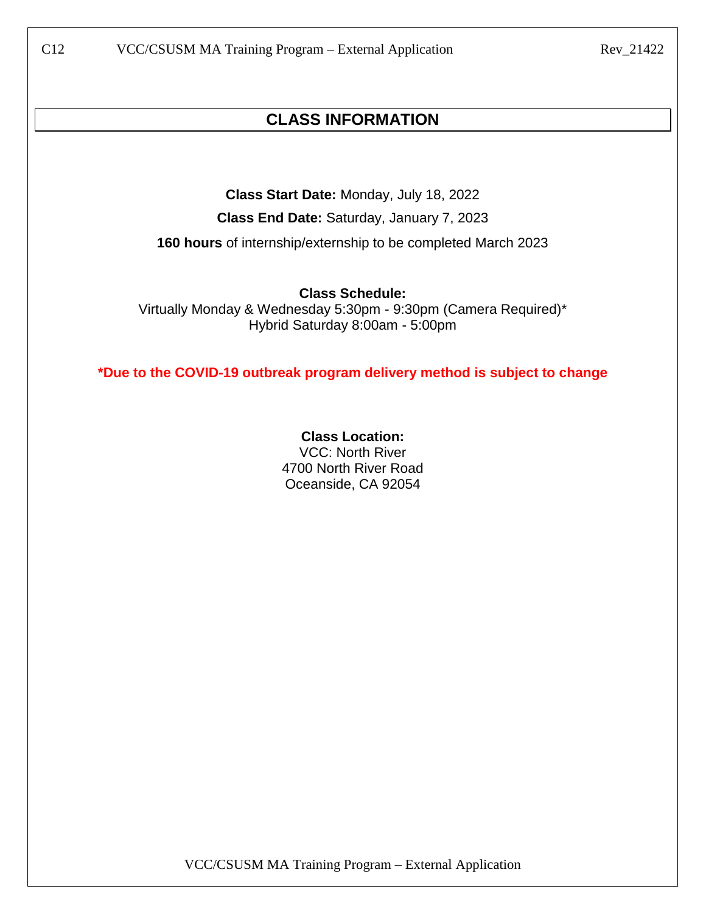## CLASS INFORMATION

**Class Start Date:** Monday, July 18, 2022

**Class End Date:** Saturday, January 7, 2023

**160 hours** of internship/externship to be completed March 2023

**Class Schedule:**
Virtually Monday & Wednesday 5:30pm - 9:30pm (Camera Required)*
Hybrid Saturday 8:00am - 5:00pm

***Due to the COVID-19 outbreak program delivery method is subject to change**

**Class Location:**
VCC: North River
4700 North River Road
Oceanside, CA 92054